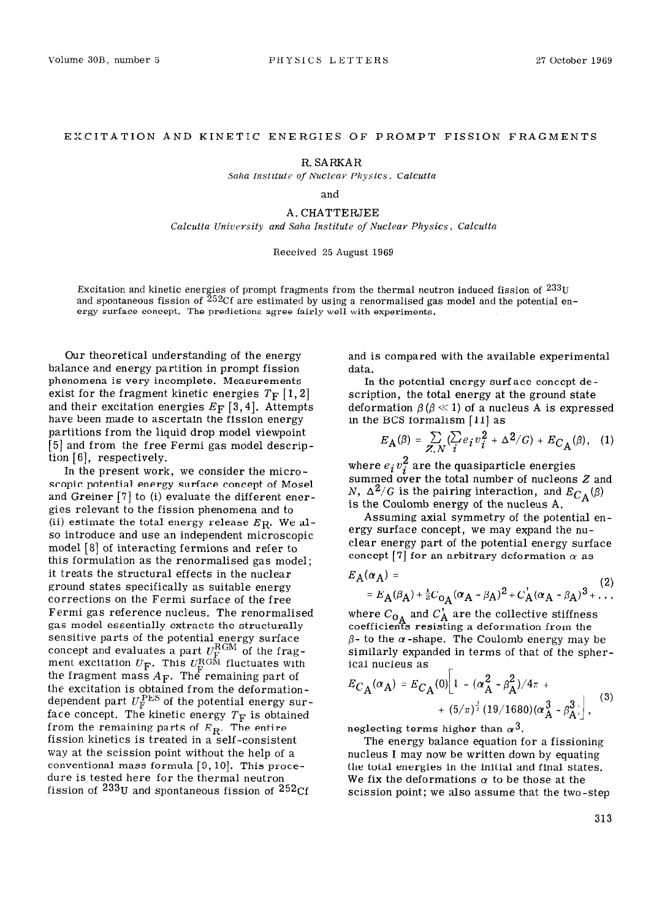# EXCITATION AND KINETIC ENERGIES OF PROMPT FISSION FRAGMENTS

R. SARKAR

*Saha Institute of Nuclear Physics, Calcutta*

and

A. CHATTERJEE

*Calcutta University and Saha Institute of Nuclear Physics, Calcutta*

Received 25 August 1969

Excitation and kinetic energies of prompt fragments from the thermal neutron induced fission of $^{233}$U and spontaneous fission of $^{252}$Cf are estimated by using a renormalised gas model and the potential energy surface concept. The predictions agree fairly well with experiments.

Our theoretical understanding of the energy balance and energy partition in prompt fission phenomena is very incomplete. Measurements exist for the fragment kinetic energies $T_F$ [1, 2] and their excitation energies $E_F$ [3, 4]. Attempts have been made to ascertain the fission energy partitions from the liquid drop model viewpoint [5] and from the free Fermi gas model description [6], respectively.

In the present work, we consider the microscopic potential energy surface concept of Mosel and Greiner [7] to (i) evaluate the different energies relevant to the fission phenomena and to (ii) estimate the total energy release $E_R$. We also introduce and use an independent microscopic model [8] of interacting fermions and refer to this formulation as the renormalised gas model; it treats the structural effects in the nuclear ground states specifically as suitable energy corrections on the Fermi surface of the free Fermi gas reference nucleus. The renormalised gas model essentially extracts the structurally sensitive parts of the potential energy surface concept and evaluates a part $U_F^{RGM}$ of the fragment excitation $U_F$. This $U_F^{RGM}$ fluctuates with the fragment mass $A_F$. The remaining part of the excitation is obtained from the deformation-dependent part $U_F^{PES}$ of the potential energy surface concept. The kinetic energy $T_F$ is obtained from the remaining parts of $E_R$. The entire fission kinetics is treated in a self-consistent way at the scission point without the help of a conventional mass formula [9, 10]. This procedure is tested here for the thermal neutron fission of $^{233}$U and spontaneous fission of $^{252}$Cf and is compared with the available experimental data.

In the potential energy surface concept description, the total energy at the ground state deformation $\beta (\beta \ll 1)$ of a nucleus A is expressed in the BCS formalism [11] as

$$E_A(\beta) = \sum_{Z,N} (\sum_i e_i v_i^2 + \Delta^2/G) + E_{C_A}(\beta), \quad (1)$$

where $e_i v_i^2$ are the quasiparticle energies summed over the total number of nucleons $Z$ and $N$, $\Delta^2/G$ is the pairing interaction, and $E_{C_A}(\beta)$ is the Coulomb energy of the nucleus A.

Assuming axial symmetry of the potential energy surface concept, we may expand the nuclear energy part of the potential energy surface concept [7] for an arbitrary deformation $\alpha$ as

$$E_A(\alpha_A) = E_A(\beta_A) + \tfrac{1}{2}C_{0_A}(\alpha_A - \beta_A)^2 + C_A'(\alpha_A - \beta_A)^3 + \ldots \quad (2)$$

where $C_{0_A}$ and $C_A'$ are the collective stiffness coefficients resisting a deformation from the $\beta$- to the $\alpha$-shape. The Coulomb energy may be similarly expanded in terms of that of the spherical nucleus as

$$E_{C_A}(\alpha_A) = E_{C_A}(0)\left[1 - (\alpha_A^2 - \beta_A^2)/4\pi + (5/\pi)^{\frac{1}{2}}(19/1680)(\alpha_A^3 - \beta_A^3)\right], \quad (3)$$

neglecting terms higher than $\alpha^3$.

The energy balance equation for a fissioning nucleus I may now be written down by equating the total energies in the initial and final states. We fix the deformations $\alpha$ to be those at the scission point; we also assume that the two-step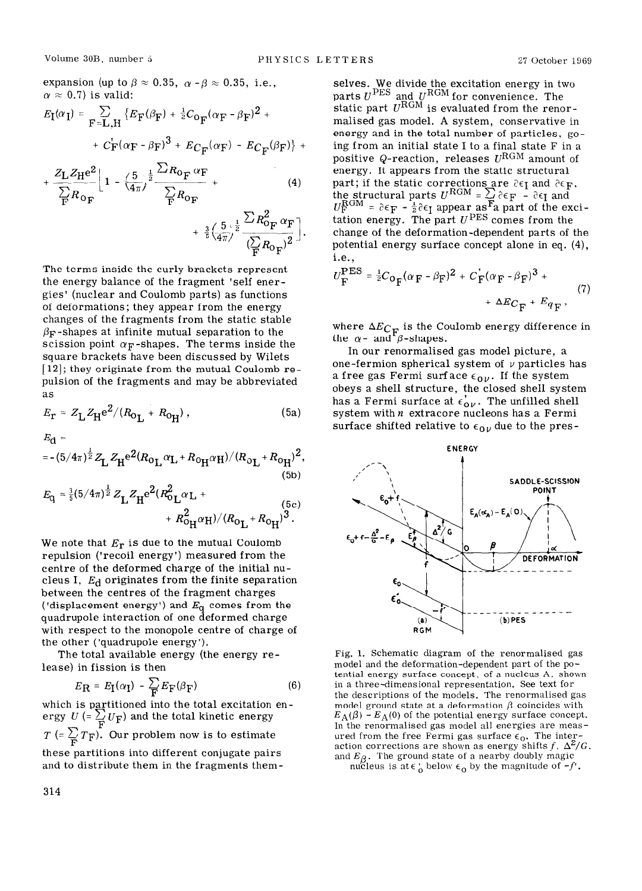expansion (up to $\beta \approx 0.35$, $\alpha - \beta \approx 0.35$, i.e., $\alpha \approx 0.7$) is valid:

$$E_I(\alpha_I) = \sum_{F=L,H} \{E_F(\beta_F) + \tfrac{1}{2}C_{0_F}(\alpha_F - \beta_F)^2 + C'_F(\alpha_F - \beta_F)^3 + E_{C_F}(\alpha_F) - E_{C_F}(\beta_F)\} + \frac{Z_L Z_H e^2}{\sum_F R_{0_F}}\left[1 - \left(\frac{5}{4\pi}\right)^{\frac{1}{2}} \frac{\sum R_{0_F}\alpha_F}{\sum_F R_{0_F}} + \frac{3}{5}\left(\frac{5}{4\pi}\right)^{\frac{1}{2}} \frac{\sum R_{0_F}^2 \alpha_F}{(\sum_F R_{0_F})^2}\right]. \tag{4}$$

The terms inside the curly brackets represent the energy balance of the fragment 'self energies' (nuclear and Coulomb parts) as functions of deformations; they appear from the energy changes of the fragments from the static stable $\beta_F$-shapes at infinite mutual separation to the scission point $\alpha_F$-shapes. The terms inside the square brackets have been discussed by Wilets [12]; they originate from the mutual Coulomb repulsion of the fragments and may be abbreviated as

$$E_r = Z_L Z_H e^2/(R_{0_L} + R_{0_H}), \tag{5a}$$

$$E_d = -(5/4\pi)^{\frac{1}{2}} Z_L Z_H e^2 (R_{0_L}\alpha_L + R_{0_H}\alpha_H)/(R_{0_L} + R_{0_H})^2, \tag{5b}$$

$$E_q = \tfrac{3}{5}(5/4\pi)^{\frac{1}{2}} Z_L Z_H e^2 (R_{0_L}^2 \alpha_L + R_{0_H}^2 \alpha_H)/(R_{0_L} + R_{0_H})^3. \tag{5c}$$

We note that $E_r$ is due to the mutual Coulomb repulsion ('recoil energy') measured from the centre of the deformed charge of the initial nucleus I, $E_d$ originates from the finite separation between the centres of the fragment charges ('displacement energy') and $E_q$ comes from the quadrupole interaction of one deformed charge with respect to the monopole centre of charge of the other ('quadrupole energy').

The total available energy (the energy release) in fission is then

$$E_R = E_I(\alpha_I) - \sum_F E_F(\beta_F) \tag{6}$$

which is partitioned into the total excitation energy $U$ ($= \sum_F U_F$) and the total kinetic energy $T$ ($= \sum_F T_F$). Our problem now is to estimate these partitions into different conjugate pairs and to distribute them in the fragments themselves. We divide the excitation energy in two parts $U^{PES}$ and $U^{RGM}$ for convenience. The static part $U^{RGM}$ is evaluated from the renormalised gas model. A system, conservative in energy and in the total number of particles, going from an initial state I to a final state F in a positive $Q$-reaction, releases $U^{RGM}$ amount of energy. It appears from the static structural part; if the static corrections are $\partial\epsilon_I$ and $\partial\epsilon_F$, the structural parts $U^{RGM} = \sum_F \partial\epsilon_F - \partial\epsilon_I$ and $U_F^{RGM} = \partial\epsilon_F - \frac{1}{2}\partial\epsilon_I$ appear as a part of the excitation energy. The part $U^{PES}$ comes from the change of the deformation-dependent parts of the potential energy surface concept alone in eq. (4), i.e.,

$$U_F^{PES} = \tfrac{1}{2}C_{0_F}(\alpha_F - \beta_F)^2 + C'_F(\alpha_F - \beta_F)^3 + \Delta E_{C_F} + E_{q_F}, \tag{7}$$

where $\Delta E_{C_F}$ is the Coulomb energy difference in the $\alpha$- and $\beta$-shapes.

In our renormalised gas model picture, a one-fermion spherical system of $\nu$ particles has a free gas Fermi surface $\epsilon_{0\nu}$. If the system obeys a shell structure, the closed shell system has a Fermi surface at $\epsilon'_{0\nu}$. The unfilled shell system with $n$ extracore nucleons has a Fermi surface shifted relative to $\epsilon_{0\nu}$ due to the pres-

Fig. 1. Schematic diagram of the renormalised gas model and the deformation-dependent part of the potential energy surface concept, of a nucleus A, shown in a three-dimensional representation. See text for the descriptions of the models. The renormalised gas model ground state at a deformation $\beta$ coincides with $E_A(\beta) - E_A(0)$ of the potential energy surface concept. In the renormalised gas model all energies are measured from the free Fermi gas surface $\epsilon_0$. The interaction corrections are shown as energy shifts $f$, $\Delta^2/G$, and $E_\beta$. The ground state of a nearby doubly magic nucleus is at $\epsilon'_0$ below $\epsilon_0$ by the magnitude of $-f'$.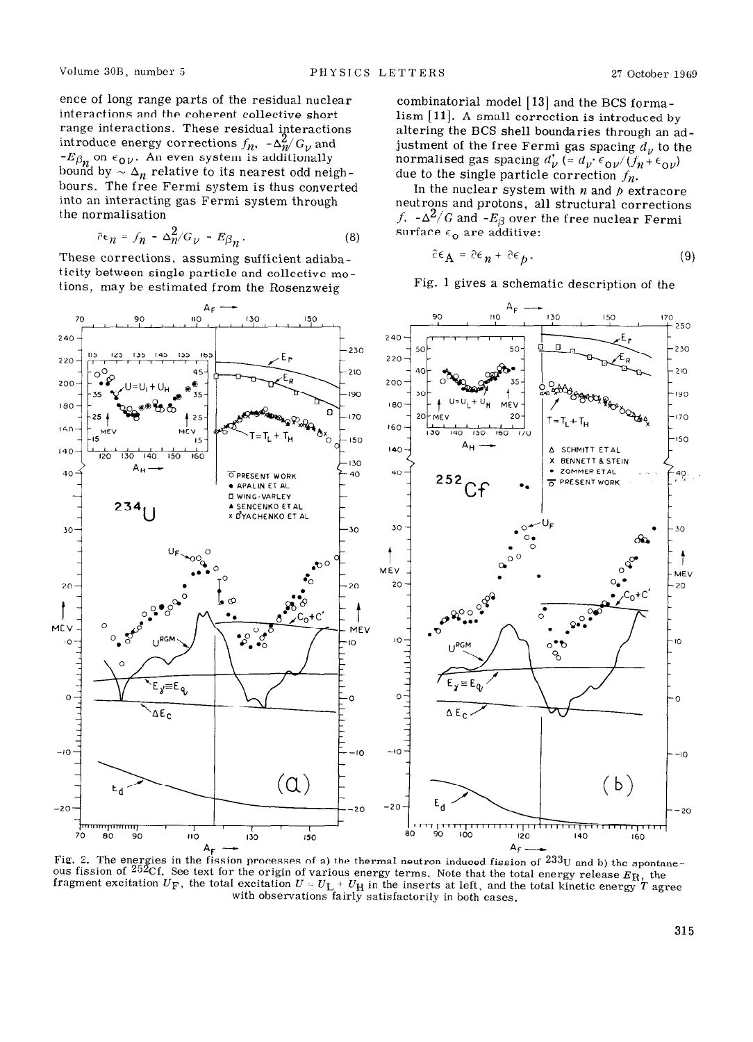ence of long range parts of the residual nuclear interactions and the coherent collective short range interactions. These residual interactions introduce energy corrections $f_n$, $-\Delta_n^2/G_\nu$ and $-E_{\beta_n}$ on $\epsilon_{o\nu}$. An even system is additionally bound by $\sim \Delta_n$ relative to its nearest odd neighbours. The free Fermi system is thus converted into an interacting gas Fermi system through the normalisation

$$\partial \epsilon_n = f_n - \Delta_n^2/G_\nu - E_{\beta_n} . \tag{8}$$

These corrections, assuming sufficient adiabaticity between single particle and collective motions, may be estimated from the Rosenzweig combinatorial model [13] and the BCS formalism [11]. A small correction is introduced by altering the BCS shell boundaries through an adjustment of the free Fermi gas spacing $d_\nu$ to the normalised gas spacing $d'_\nu$ ($= d_\nu \cdot \epsilon_{o\nu}/(f_n + \epsilon_{o\nu})$ due to the single particle correction $f_n$.

In the nuclear system with $n$ and $p$ extracore neutrons and protons, all structural corrections $f$, $-\Delta^2/G$ and $-E_\beta$ over the free nuclear Fermi surface $\epsilon_o$ are additive:

$$\partial \epsilon_A = \partial \epsilon_n + \partial \epsilon_p . \tag{9}$$

Fig. 1 gives a schematic description of the

Fig. 2. The energies in the fission processes of a) the thermal neutron induced fission of $^{233}U$ and b) the spontaneous fission of $^{252}Cf$. See text for the origin of various energy terms. Note that the total energy release $E_R$, the fragment excitation $U_F$, the total excitation $U = U_L + U_H$ in the inserts at left, and the total kinetic energy $T$ agree with observations fairly satisfactorily in both cases.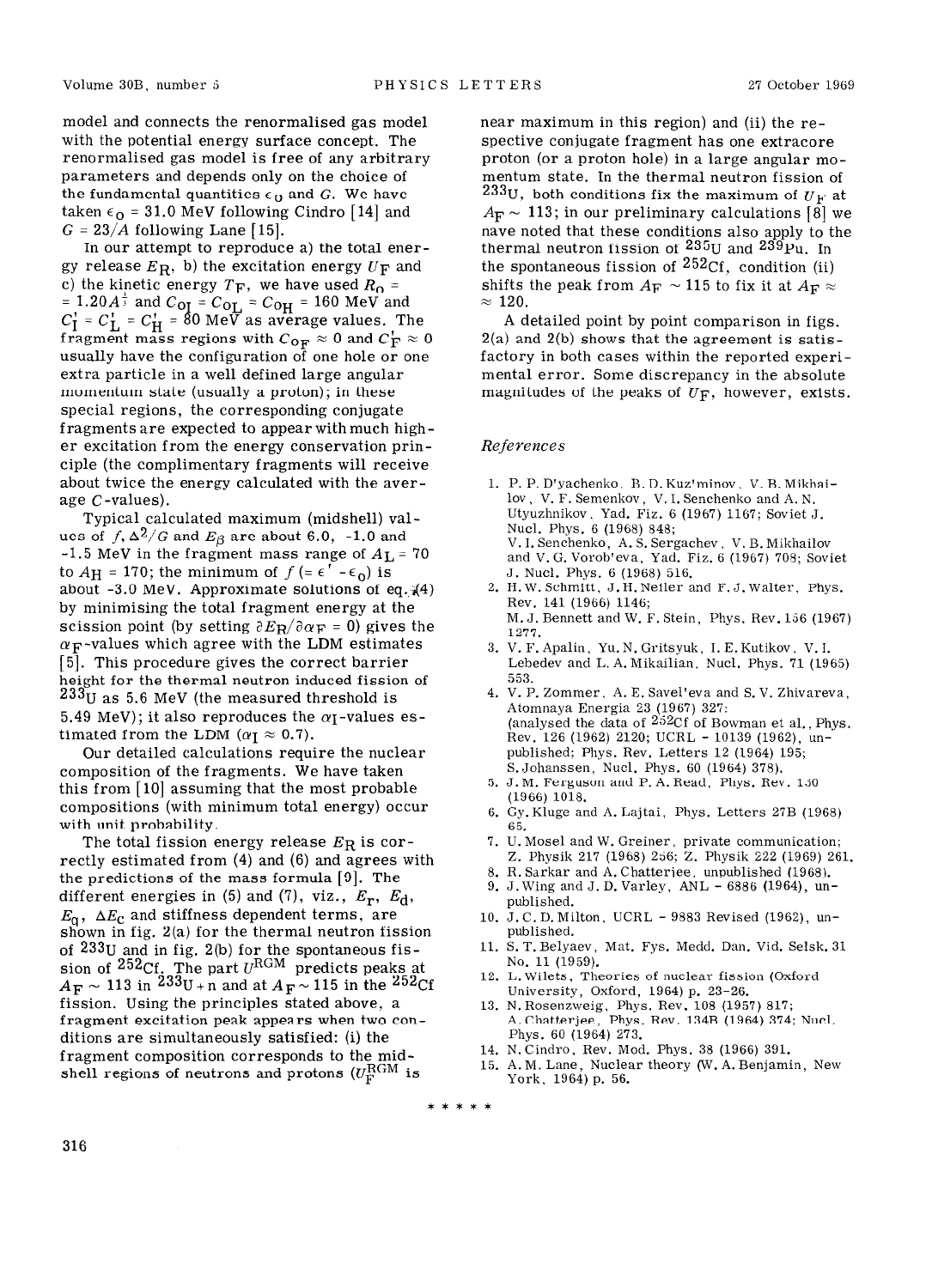model and connects the renormalised gas model with the potential energy surface concept. The renormalised gas model is free of any arbitrary parameters and depends only on the choice of the fundamental quantities $\epsilon_0$ and $G$. We have taken $\epsilon_0$ = 31.0 MeV following Cindro [14] and $G = 23/A$ following Lane [15].

In our attempt to reproduce a) the total energy release $E_R$, b) the excitation energy $U_F$ and c) the kinetic energy $T_F$, we have used $R_0 = 1.20 A^{\frac{1}{3}}$ and $C_{0I} = C_{0L} = C_{0H}$ = 160 MeV and $C_I' = C_L' = C_H'$ = 80 MeV as average values. The fragment mass regions with $C_{0F} \approx 0$ and $C_F' \approx 0$ usually have the configuration of one hole or one extra particle in a well defined large angular momentum state (usually a proton); in these special regions, the corresponding conjugate fragments are expected to appear with much higher excitation from the energy conservation principle (the complimentary fragments will receive about twice the energy calculated with the average $C$-values).

Typical calculated maximum (midshell) values of $f$, $\Delta^2/G$ and $E_\beta$ are about 6.0, -1.0 and -1.5 MeV in the fragment mass range of $A_L$ = 70 to $A_H$ = 170; the minimum of $f$ (= $\epsilon' - \epsilon_0$) is about -3.0 MeV. Approximate solutions of eq. (4) by minimising the total fragment energy at the scission point (by setting $\partial E_R/\partial \alpha_F = 0$) gives the $\alpha_F$-values which agree with the LDM estimates [5]. This procedure gives the correct barrier height for the thermal neutron induced fission of $^{233}$U as 5.6 MeV (the measured threshold is 5.49 MeV); it also reproduces the $\alpha_I$-values estimated from the LDM ($\alpha_I \approx 0.7$).

Our detailed calculations require the nuclear composition of the fragments. We have taken this from [10] assuming that the most probable compositions (with minimum total energy) occur with unit probability.

The total fission energy release $E_R$ is correctly estimated from (4) and (6) and agrees with the predictions of the mass formula [9]. The different energies in (5) and (7), viz., $E_r$, $E_d$, $E_q$, $\Delta E_c$ and stiffness dependent terms, are shown in fig. 2(a) for the thermal neutron fission of $^{233}$U and in fig. 2(b) for the spontaneous fission of $^{252}$Cf. The part $U^{RGM}$ predicts peaks at $A_F \sim 113$ in $^{233}$U + n and at $A_F \sim 115$ in the $^{252}$Cf fission. Using the principles stated above, a fragment excitation peak appears when two conditions are simultaneously satisfied: (i) the fragment composition corresponds to the midshell regions of neutrons and protons ($U_F^{RGM}$ is near maximum in this region) and (ii) the respective conjugate fragment has one extracore proton (or a proton hole) in a large angular momentum state. In the thermal neutron fission of $^{233}$U, both conditions fix the maximum of $U_F$ at $A_F \sim 113$; in our preliminary calculations [8] we have noted that these conditions also apply to the thermal neutron fission of $^{235}$U and $^{239}$Pu. In the spontaneous fission of $^{252}$Cf, condition (ii) shifts the peak from $A_F \sim 115$ to fix it at $A_F \approx \approx 120$.

A detailed point by point comparison in figs. 2(a) and 2(b) shows that the agreement is satisfactory in both cases within the reported experimental error. Some discrepancy in the absolute magnitudes of the peaks of $U_F$, however, exists.

## *References*

1. P. P. D'yachenko, B. D. Kuz'minov, V. B. Mikhailov, V. F. Semenkov, V. I. Senchenko and A. N. Utyuzhnikov, Yad. Fiz. 6 (1967) 1167; Soviet J. Nucl. Phys. 6 (1968) 848; V. I. Senchenko, A. S. Sergachev, V. B. Mikhailov and V. G. Vorob'eva, Yad. Fiz. 6 (1967) 708; Soviet J. Nucl. Phys. 6 (1968) 516.
2. H. W. Schmitt, J. H. Neiler and F. J. Walter, Phys. Rev. 141 (1966) 1146; M. J. Bennett and W. F. Stein, Phys. Rev. 156 (1967) 1277.
3. V. F. Apalin, Yu. N. Gritsyuk, I. E. Kutikov, V. I. Lebedev and L. A. Mikailian, Nucl. Phys. 71 (1965) 553.
4. V. P. Zommer, A. E. Savel'eva and S. V. Zhivareva, Atomnaya Energia 23 (1967) 327: (analysed the data of $^{252}$Cf of Bowman et al., Phys. Rev. 126 (1962) 2120; UCRL - 10139 (1962), unpublished; Phys. Rev. Letters 12 (1964) 195; S. Johanssen, Nucl. Phys. 60 (1964) 378).
5. J. M. Ferguson and P. A. Read, Phys. Rev. 150 (1966) 1018.
6. Gy. Kluge and A. Lajtai, Phys. Letters 27B (1968) 65.
7. U. Mosel and W. Greiner, private communication; Z. Physik 217 (1968) 256; Z. Physik 222 (1969) 261.
8. R. Sarkar and A. Chatterjee, unpublished (1968).
9. J. Wing and J. D. Varley, ANL - 6886 (1964), unpublished.
10. J. C. D. Milton, UCRL - 9883 Revised (1962), unpublished.
11. S. T. Belyaev, Mat. Fys. Medd. Dan. Vid. Selsk. 31 No. 11 (1959).
12. L. Wilets, Theories of nuclear fission (Oxford University, Oxford, 1964) p. 23-26.
13. N. Rosenzweig, Phys. Rev. 108 (1957) 817; A. Chatterjee, Phys. Rev. 134B (1964) 374; Nucl. Phys. 60 (1964) 273.
14. N. Cindro, Rev. Mod. Phys. 38 (1966) 391.
15. A. M. Lane, Nuclear theory (W. A. Benjamin, New York, 1964) p. 56.

\* \* \* \* \*